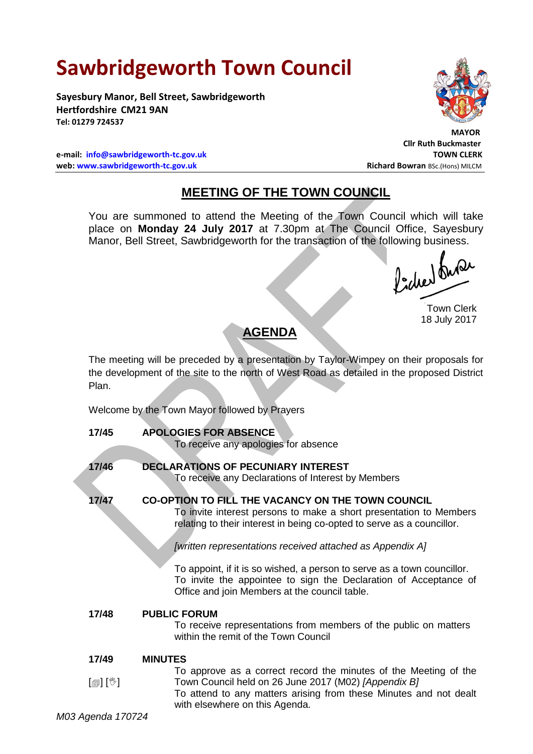# Sawbridgeworth Town Council

**Sayesbury Manor, Bell Street, Sawbridgeworth**
**Hertfordshire CM21 9AN**
**Tel: 01279 724537**

**e-mail: info@sawbridgeworth-tc.gov.uk**
**web: www.sawbridgeworth-tc.gov.uk**

**MAYOR**
**Cllr Ruth Buckmaster**
**TOWN CLERK**
**Richard Bowran** BSc.(Hons) MILCM

## MEETING OF THE TOWN COUNCIL

You are summoned to attend the Meeting of the Town Council which will take place on **Monday 24 July 2017** at 7.30pm at The Council Office, Sayesbury Manor, Bell Street, Sawbridgeworth for the transaction of the following business.

Town Clerk
18 July 2017

## AGENDA

The meeting will be preceded by a presentation by Taylor-Wimpey on their proposals for the development of the site to the north of West Road as detailed in the proposed District Plan.

Welcome by the Town Mayor followed by Prayers

**17/45 APOLOGIES FOR ABSENCE**

To receive any apologies for absence

**17/46 DECLARATIONS OF PECUNIARY INTEREST**

To receive any Declarations of Interest by Members

**17/47 CO-OPTION TO FILL THE VACANCY ON THE TOWN COUNCIL**

To invite interest persons to make a short presentation to Members relating to their interest in being co-opted to serve as a councillor.

*[written representations received attached as Appendix A]*

To appoint, if it is so wished, a person to serve as a town councillor. To invite the appointee to sign the Declaration of Acceptance of Office and join Members at the council table.

**17/48 PUBLIC FORUM**

To receive representations from members of the public on matters within the remit of the Town Council

**17/49 MINUTES**

[▤] [✋] To approve as a correct record the minutes of the Meeting of the Town Council held on 26 June 2017 (M02) *[Appendix B]*

To attend to any matters arising from these Minutes and not dealt with elsewhere on this Agenda.

*M03 Agenda 170724*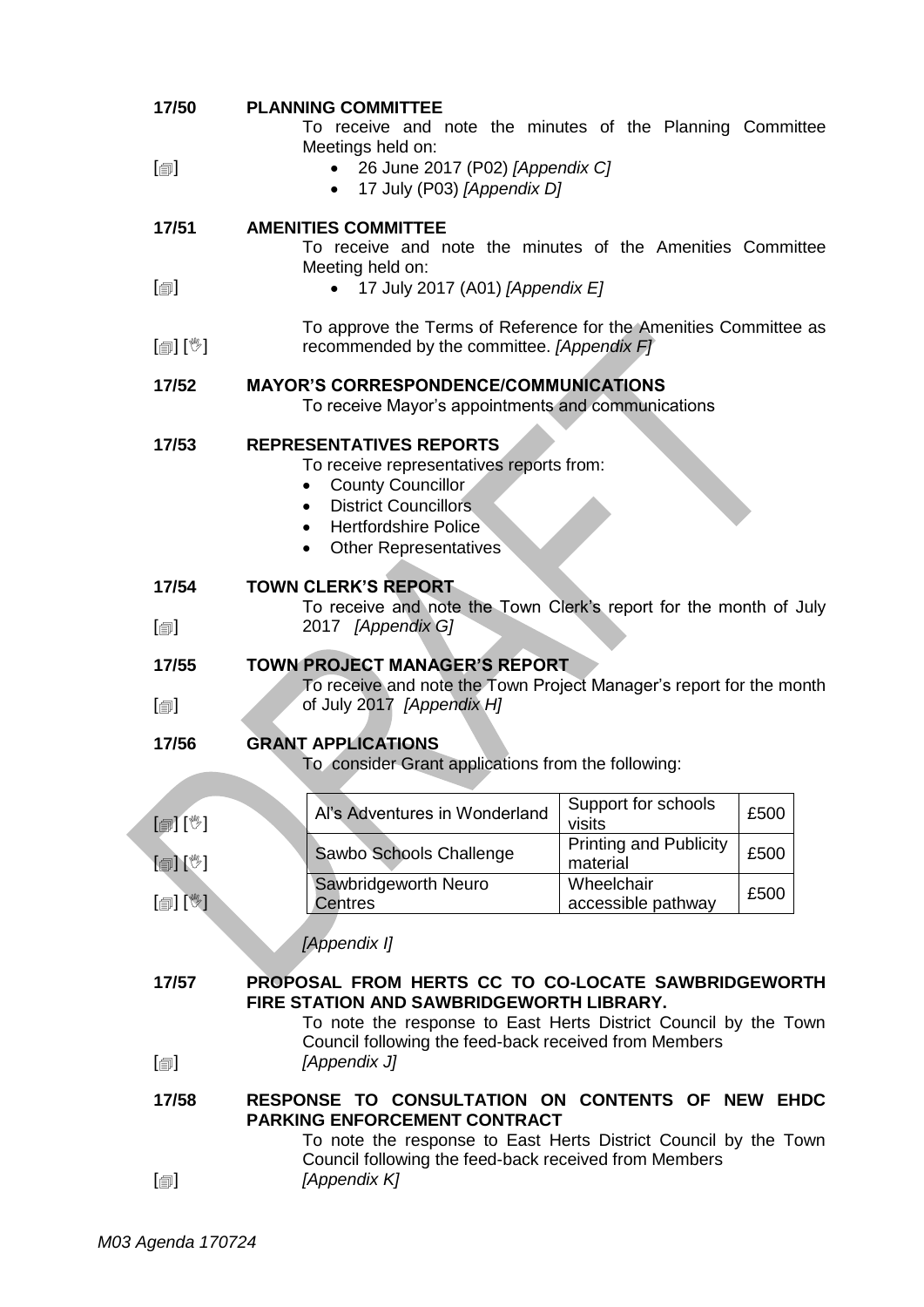**17/50 PLANNING COMMITTEE**

To receive and note the minutes of the Planning Committee Meetings held on:

[🗐]

- 26 June 2017 (P02) *[Appendix C]*
- 17 July (P03) *[Appendix D]*

**17/51 AMENITIES COMMITTEE**

To receive and note the minutes of the Amenities Committee Meeting held on:

[🗐]

- 17 July 2017 (A01) *[Appendix E]*

[🗐] [✋] To approve the Terms of Reference for the Amenities Committee as recommended by the committee. *[Appendix F]*

**17/52 MAYOR'S CORRESPONDENCE/COMMUNICATIONS**

To receive Mayor's appointments and communications

**17/53 REPRESENTATIVES REPORTS**

To receive representatives reports from:

- County Councillor
- District Councillors
- Hertfordshire Police
- Other Representatives

**17/54 TOWN CLERK'S REPORT**

[🗐] To receive and note the Town Clerk's report for the month of July 2017 *[Appendix G]*

**17/55 TOWN PROJECT MANAGER'S REPORT**

[🗐] To receive and note the Town Project Manager's report for the month of July 2017 *[Appendix H]*

**17/56 GRANT APPLICATIONS**

To consider Grant applications from the following:

| | | | |
|---|---|---|---|
| [🗐] [✋] | Al's Adventures in Wonderland | Support for schools visits | £500 |
| [🗐] [✋] | Sawbo Schools Challenge | Printing and Publicity material | £500 |
| [🗐] [✋] | Sawbridgeworth Neuro Centres | Wheelchair accessible pathway | £500 |

*[Appendix I]*

**17/57 PROPOSAL FROM HERTS CC TO CO-LOCATE SAWBRIDGEWORTH FIRE STATION AND SAWBRIDGEWORTH LIBRARY.**

To note the response to East Herts District Council by the Town Council following the feed-back received from Members

[🗐] *[Appendix J]*

**17/58 RESPONSE TO CONSULTATION ON CONTENTS OF NEW EHDC PARKING ENFORCEMENT CONTRACT**

To note the response to East Herts District Council by the Town Council following the feed-back received from Members

[🗐] *[Appendix K]*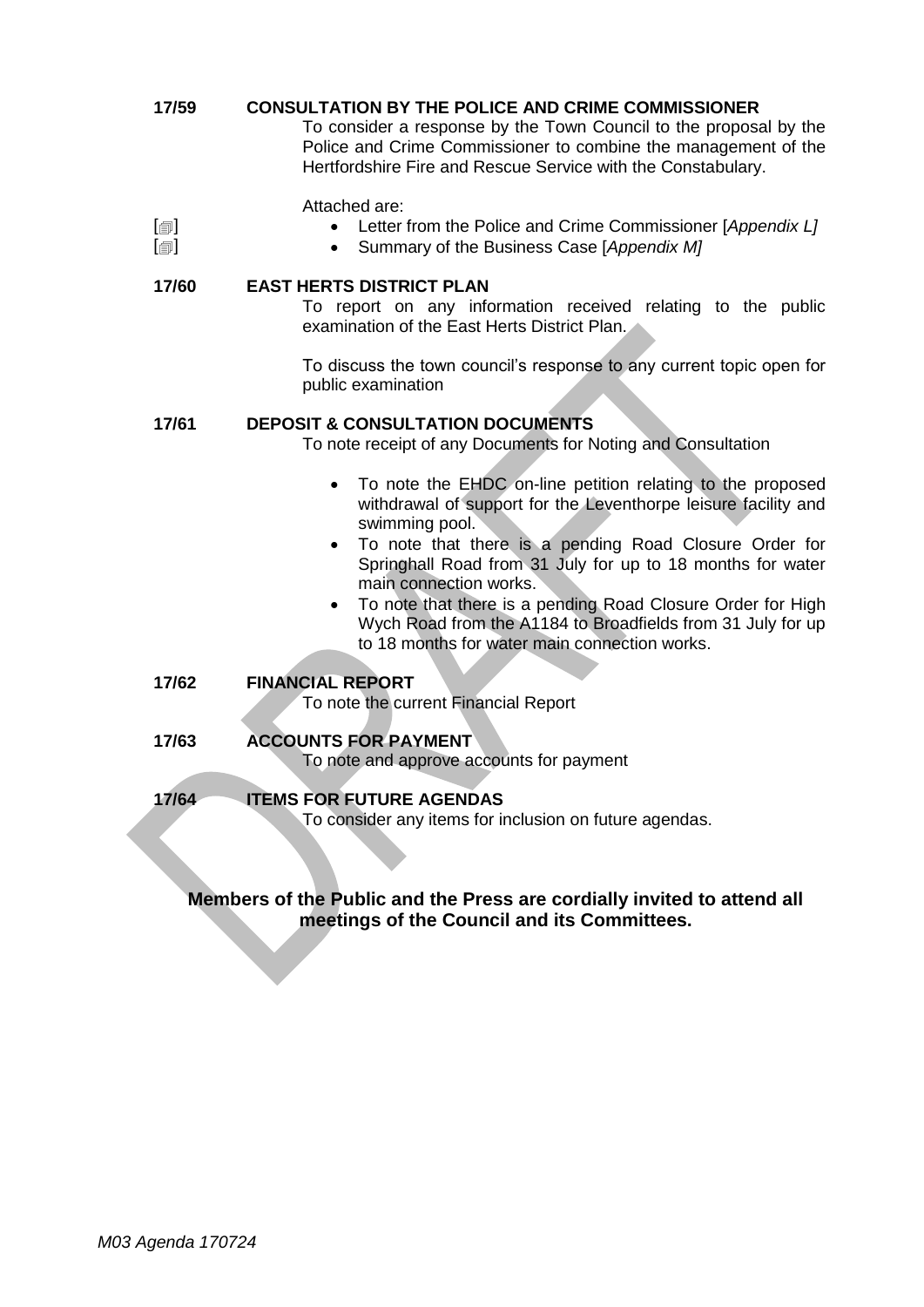**17/59 CONSULTATION BY THE POLICE AND CRIME COMMISSIONER**

To consider a response by the Town Council to the proposal by the Police and Crime Commissioner to combine the management of the Hertfordshire Fire and Rescue Service with the Constabulary.

Attached are:

- [🗐] Letter from the Police and Crime Commissioner [*Appendix L]*
- [🗐] Summary of the Business Case [*Appendix M]*

**17/60 EAST HERTS DISTRICT PLAN**

To report on any information received relating to the public examination of the East Herts District Plan.

To discuss the town council's response to any current topic open for public examination

**17/61 DEPOSIT & CONSULTATION DOCUMENTS**

To note receipt of any Documents for Noting and Consultation

- To note the EHDC on-line petition relating to the proposed withdrawal of support for the Leventhorpe leisure facility and swimming pool.
- To note that there is a pending Road Closure Order for Springhall Road from 31 July for up to 18 months for water main connection works.
- To note that there is a pending Road Closure Order for High Wych Road from the A1184 to Broadfields from 31 July for up to 18 months for water main connection works.

**17/62 FINANCIAL REPORT**

To note the current Financial Report

**17/63 ACCOUNTS FOR PAYMENT**

To note and approve accounts for payment

**17/64 ITEMS FOR FUTURE AGENDAS**

To consider any items for inclusion on future agendas.

**Members of the Public and the Press are cordially invited to attend all meetings of the Council and its Committees.**